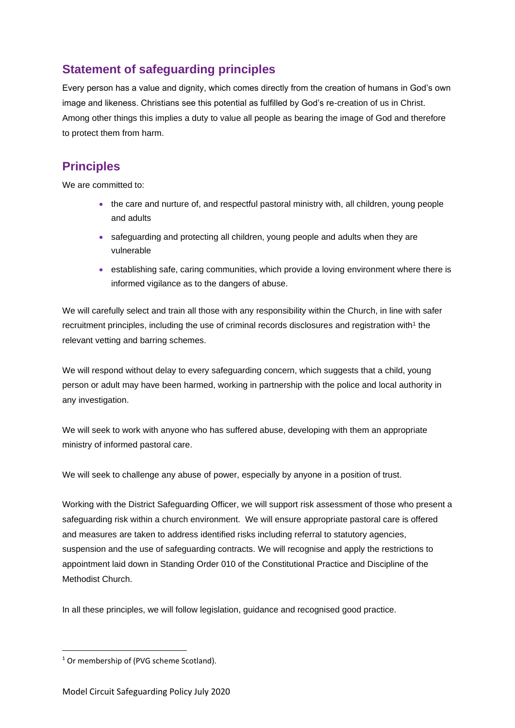## Statement of safeguarding principles

Every person has a value and dignity, which comes directly from the creation of humans in God's own image and likeness. Christians see this potential as fulfilled by God's re-creation of us in Christ. Among other things this implies a duty to value all people as bearing the image of God and therefore to protect them from harm.

## Principles

We are committed to:

- the care and nurture of, and respectful pastoral ministry with, all children, young people and adults
- safeguarding and protecting all children, young people and adults when they are vulnerable
- establishing safe, caring communities, which provide a loving environment where there is informed vigilance as to the dangers of abuse.

We will carefully select and train all those with any responsibility within the Church, in line with safer recruitment principles, including the use of criminal records disclosures and registration with[1] the relevant vetting and barring schemes.

We will respond without delay to every safeguarding concern, which suggests that a child, young person or adult may have been harmed, working in partnership with the police and local authority in any investigation.

We will seek to work with anyone who has suffered abuse, developing with them an appropriate ministry of informed pastoral care.

We will seek to challenge any abuse of power, especially by anyone in a position of trust.

Working with the District Safeguarding Officer, we will support risk assessment of those who present a safeguarding risk within a church environment. We will ensure appropriate pastoral care is offered and measures are taken to address identified risks including referral to statutory agencies, suspension and the use of safeguarding contracts. We will recognise and apply the restrictions to appointment laid down in Standing Order 010 of the Constitutional Practice and Discipline of the Methodist Church.

In all these principles, we will follow legislation, guidance and recognised good practice.

[1] Or membership of (PVG scheme Scotland).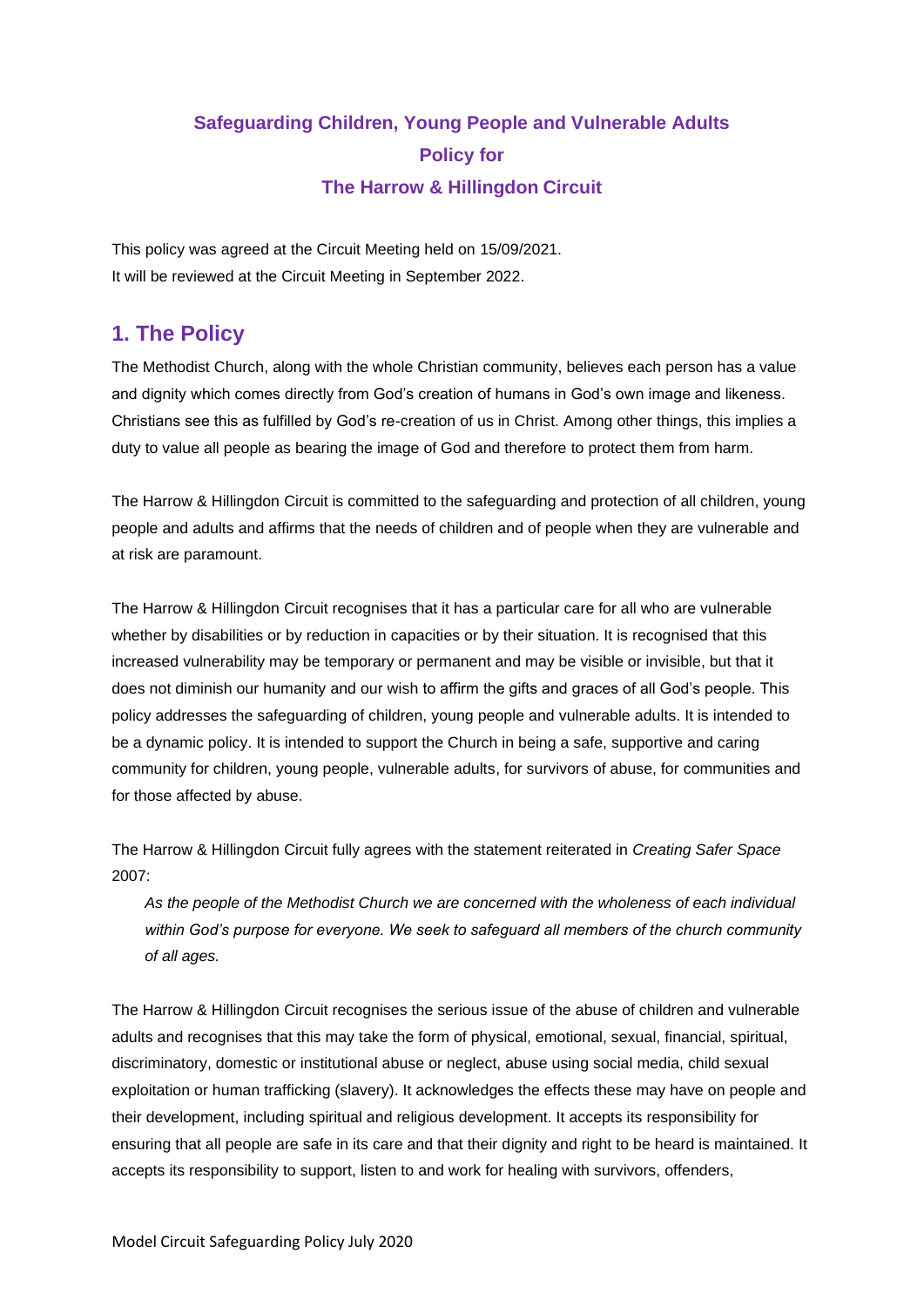# Safeguarding Children, Young People and Vulnerable Adults Policy for The Harrow & Hillingdon Circuit

This policy was agreed at the Circuit Meeting held on 15/09/2021.
It will be reviewed at the Circuit Meeting in September 2022.

## 1. The Policy

The Methodist Church, along with the whole Christian community, believes each person has a value and dignity which comes directly from God's creation of humans in God's own image and likeness. Christians see this as fulfilled by God's re-creation of us in Christ. Among other things, this implies a duty to value all people as bearing the image of God and therefore to protect them from harm.

The Harrow & Hillingdon Circuit is committed to the safeguarding and protection of all children, young people and adults and affirms that the needs of children and of people when they are vulnerable and at risk are paramount.

The Harrow & Hillingdon Circuit recognises that it has a particular care for all who are vulnerable whether by disabilities or by reduction in capacities or by their situation. It is recognised that this increased vulnerability may be temporary or permanent and may be visible or invisible, but that it does not diminish our humanity and our wish to affirm the gifts and graces of all God's people. This policy addresses the safeguarding of children, young people and vulnerable adults. It is intended to be a dynamic policy. It is intended to support the Church in being a safe, supportive and caring community for children, young people, vulnerable adults, for survivors of abuse, for communities and for those affected by abuse.

The Harrow & Hillingdon Circuit fully agrees with the statement reiterated in *Creating Safer Space* 2007:

> *As the people of the Methodist Church we are concerned with the wholeness of each individual within God's purpose for everyone. We seek to safeguard all members of the church community of all ages.*

The Harrow & Hillingdon Circuit recognises the serious issue of the abuse of children and vulnerable adults and recognises that this may take the form of physical, emotional, sexual, financial, spiritual, discriminatory, domestic or institutional abuse or neglect, abuse using social media, child sexual exploitation or human trafficking (slavery). It acknowledges the effects these may have on people and their development, including spiritual and religious development. It accepts its responsibility for ensuring that all people are safe in its care and that their dignity and right to be heard is maintained. It accepts its responsibility to support, listen to and work for healing with survivors, offenders,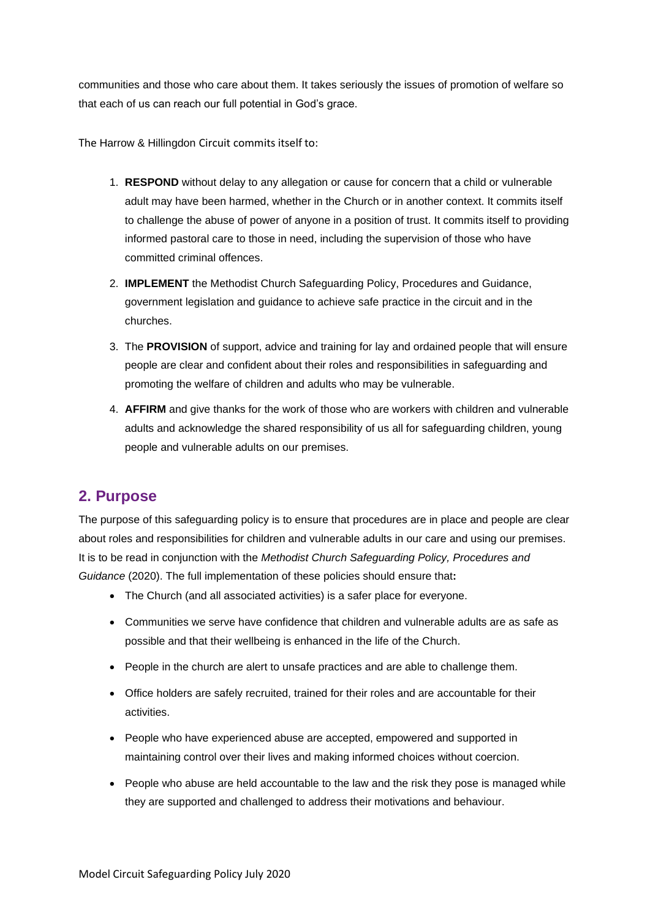communities and those who care about them. It takes seriously the issues of promotion of welfare so that each of us can reach our full potential in God's grace.

The Harrow & Hillingdon Circuit commits itself to:

1. **RESPOND** without delay to any allegation or cause for concern that a child or vulnerable adult may have been harmed, whether in the Church or in another context. It commits itself to challenge the abuse of power of anyone in a position of trust. It commits itself to providing informed pastoral care to those in need, including the supervision of those who have committed criminal offences.
2. **IMPLEMENT** the Methodist Church Safeguarding Policy, Procedures and Guidance, government legislation and guidance to achieve safe practice in the circuit and in the churches.
3. The **PROVISION** of support, advice and training for lay and ordained people that will ensure people are clear and confident about their roles and responsibilities in safeguarding and promoting the welfare of children and adults who may be vulnerable.
4. **AFFIRM** and give thanks for the work of those who are workers with children and vulnerable adults and acknowledge the shared responsibility of us all for safeguarding children, young people and vulnerable adults on our premises.

## 2. Purpose

The purpose of this safeguarding policy is to ensure that procedures are in place and people are clear about roles and responsibilities for children and vulnerable adults in our care and using our premises. It is to be read in conjunction with the *Methodist Church Safeguarding Policy, Procedures and Guidance* (2020). The full implementation of these policies should ensure that**:**

- The Church (and all associated activities) is a safer place for everyone.
- Communities we serve have confidence that children and vulnerable adults are as safe as possible and that their wellbeing is enhanced in the life of the Church.
- People in the church are alert to unsafe practices and are able to challenge them.
- Office holders are safely recruited, trained for their roles and are accountable for their activities.
- People who have experienced abuse are accepted, empowered and supported in maintaining control over their lives and making informed choices without coercion.
- People who abuse are held accountable to the law and the risk they pose is managed while they are supported and challenged to address their motivations and behaviour.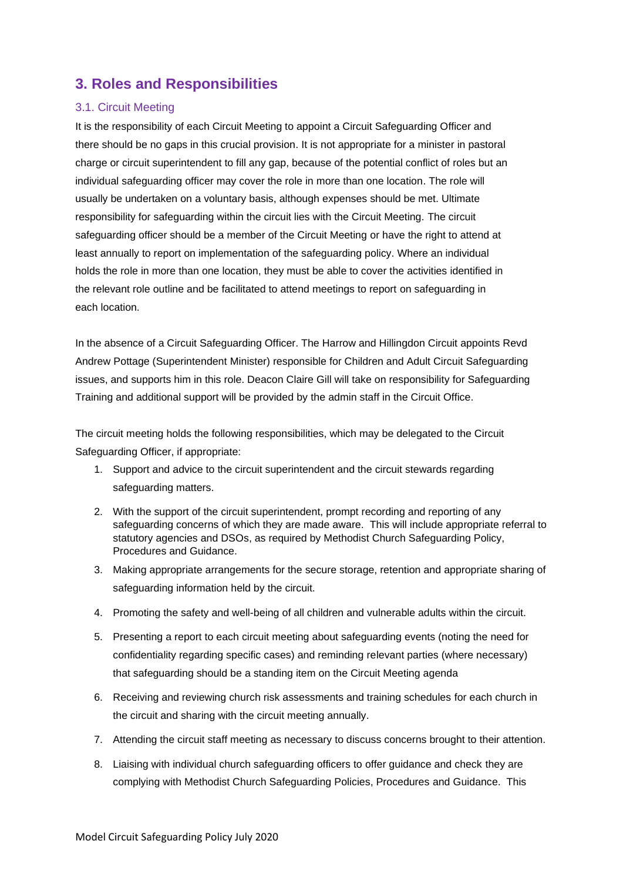## 3. Roles and Responsibilities

### 3.1. Circuit Meeting

It is the responsibility of each Circuit Meeting to appoint a Circuit Safeguarding Officer and there should be no gaps in this crucial provision. It is not appropriate for a minister in pastoral charge or circuit superintendent to fill any gap, because of the potential conflict of roles but an individual safeguarding officer may cover the role in more than one location. The role will usually be undertaken on a voluntary basis, although expenses should be met. Ultimate responsibility for safeguarding within the circuit lies with the Circuit Meeting. The circuit safeguarding officer should be a member of the Circuit Meeting or have the right to attend at least annually to report on implementation of the safeguarding policy. Where an individual holds the role in more than one location, they must be able to cover the activities identified in the relevant role outline and be facilitated to attend meetings to report on safeguarding in each location.

In the absence of a Circuit Safeguarding Officer. The Harrow and Hillingdon Circuit appoints Revd Andrew Pottage (Superintendent Minister) responsible for Children and Adult Circuit Safeguarding issues, and supports him in this role. Deacon Claire Gill will take on responsibility for Safeguarding Training and additional support will be provided by the admin staff in the Circuit Office.

The circuit meeting holds the following responsibilities, which may be delegated to the Circuit Safeguarding Officer, if appropriate:

1. Support and advice to the circuit superintendent and the circuit stewards regarding safeguarding matters.
2. With the support of the circuit superintendent, prompt recording and reporting of any safeguarding concerns of which they are made aware. This will include appropriate referral to statutory agencies and DSOs, as required by Methodist Church Safeguarding Policy, Procedures and Guidance.
3. Making appropriate arrangements for the secure storage, retention and appropriate sharing of safeguarding information held by the circuit.
4. Promoting the safety and well-being of all children and vulnerable adults within the circuit.
5. Presenting a report to each circuit meeting about safeguarding events (noting the need for confidentiality regarding specific cases) and reminding relevant parties (where necessary) that safeguarding should be a standing item on the Circuit Meeting agenda
6. Receiving and reviewing church risk assessments and training schedules for each church in the circuit and sharing with the circuit meeting annually.
7. Attending the circuit staff meeting as necessary to discuss concerns brought to their attention.
8. Liaising with individual church safeguarding officers to offer guidance and check they are complying with Methodist Church Safeguarding Policies, Procedures and Guidance. This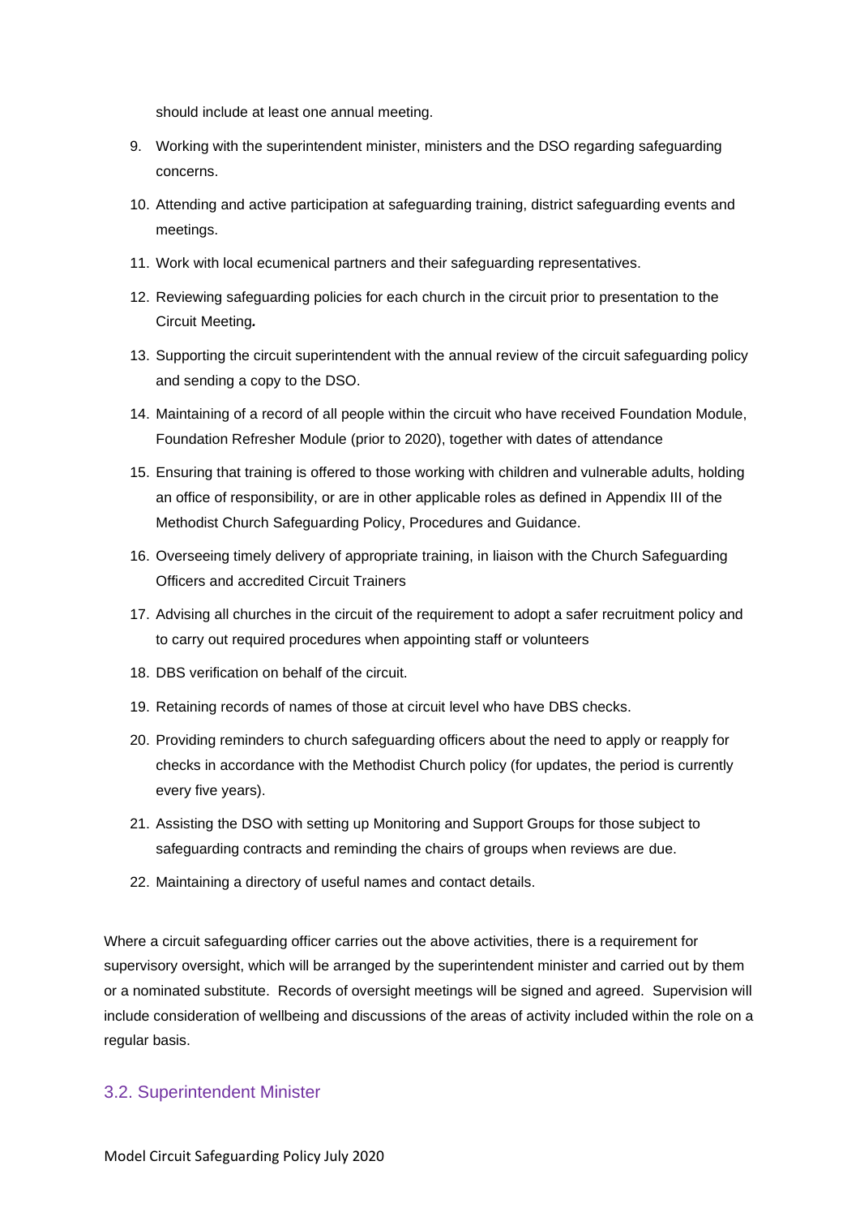should include at least one annual meeting.

9. Working with the superintendent minister, ministers and the DSO regarding safeguarding concerns.
10. Attending and active participation at safeguarding training, district safeguarding events and meetings.
11. Work with local ecumenical partners and their safeguarding representatives.
12. Reviewing safeguarding policies for each church in the circuit prior to presentation to the Circuit Meeting**.**
13. Supporting the circuit superintendent with the annual review of the circuit safeguarding policy and sending a copy to the DSO.
14. Maintaining of a record of all people within the circuit who have received Foundation Module, Foundation Refresher Module (prior to 2020), together with dates of attendance
15. Ensuring that training is offered to those working with children and vulnerable adults, holding an office of responsibility, or are in other applicable roles as defined in Appendix III of the Methodist Church Safeguarding Policy, Procedures and Guidance.
16. Overseeing timely delivery of appropriate training, in liaison with the Church Safeguarding Officers and accredited Circuit Trainers
17. Advising all churches in the circuit of the requirement to adopt a safer recruitment policy and to carry out required procedures when appointing staff or volunteers
18. DBS verification on behalf of the circuit.
19. Retaining records of names of those at circuit level who have DBS checks.
20. Providing reminders to church safeguarding officers about the need to apply or reapply for checks in accordance with the Methodist Church policy (for updates, the period is currently every five years).
21. Assisting the DSO with setting up Monitoring and Support Groups for those subject to safeguarding contracts and reminding the chairs of groups when reviews are due.
22. Maintaining a directory of useful names and contact details.

Where a circuit safeguarding officer carries out the above activities, there is a requirement for supervisory oversight, which will be arranged by the superintendent minister and carried out by them or a nominated substitute. Records of oversight meetings will be signed and agreed. Supervision will include consideration of wellbeing and discussions of the areas of activity included within the role on a regular basis.

## 3.2. Superintendent Minister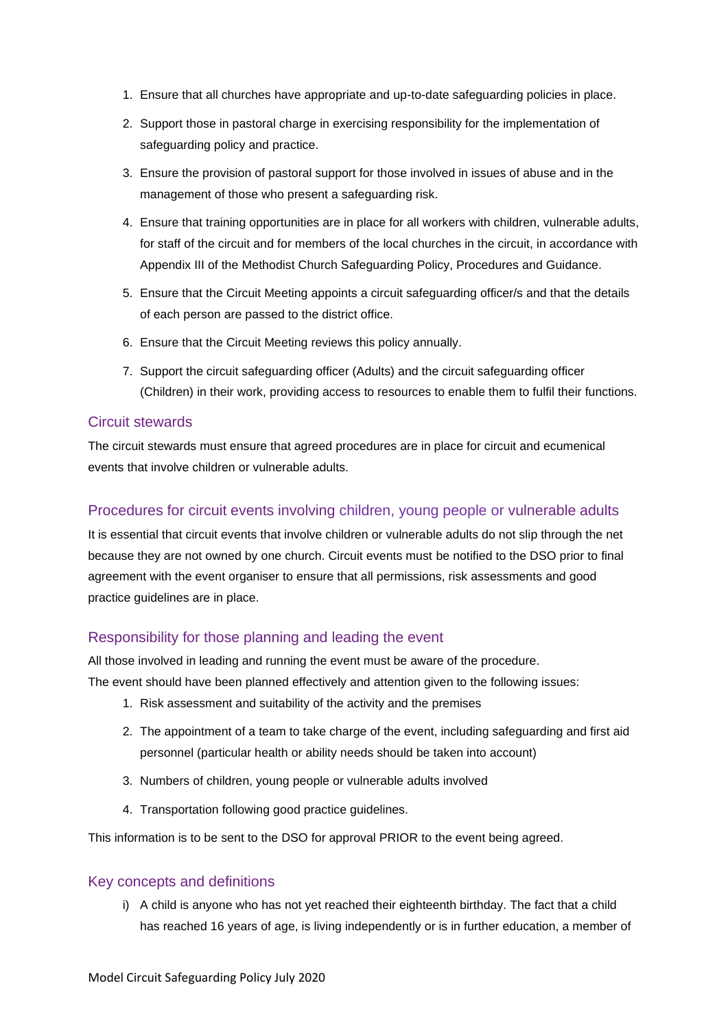1. Ensure that all churches have appropriate and up-to-date safeguarding policies in place.
2. Support those in pastoral charge in exercising responsibility for the implementation of safeguarding policy and practice.
3. Ensure the provision of pastoral support for those involved in issues of abuse and in the management of those who present a safeguarding risk.
4. Ensure that training opportunities are in place for all workers with children, vulnerable adults, for staff of the circuit and for members of the local churches in the circuit, in accordance with Appendix III of the Methodist Church Safeguarding Policy, Procedures and Guidance.
5. Ensure that the Circuit Meeting appoints a circuit safeguarding officer/s and that the details of each person are passed to the district office.
6. Ensure that the Circuit Meeting reviews this policy annually.
7. Support the circuit safeguarding officer (Adults) and the circuit safeguarding officer (Children) in their work, providing access to resources to enable them to fulfil their functions.

## Circuit stewards

The circuit stewards must ensure that agreed procedures are in place for circuit and ecumenical events that involve children or vulnerable adults.

## Procedures for circuit events involving children, young people or vulnerable adults

It is essential that circuit events that involve children or vulnerable adults do not slip through the net because they are not owned by one church. Circuit events must be notified to the DSO prior to final agreement with the event organiser to ensure that all permissions, risk assessments and good practice guidelines are in place.

## Responsibility for those planning and leading the event

All those involved in leading and running the event must be aware of the procedure.
The event should have been planned effectively and attention given to the following issues:

1. Risk assessment and suitability of the activity and the premises
2. The appointment of a team to take charge of the event, including safeguarding and first aid personnel (particular health or ability needs should be taken into account)
3. Numbers of children, young people or vulnerable adults involved
4. Transportation following good practice guidelines.

This information is to be sent to the DSO for approval PRIOR to the event being agreed.

## Key concepts and definitions

i) A child is anyone who has not yet reached their eighteenth birthday. The fact that a child has reached 16 years of age, is living independently or is in further education, a member of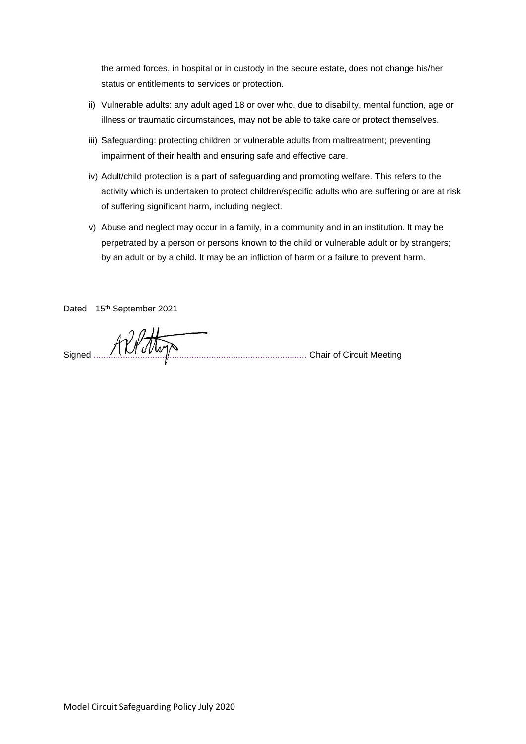the armed forces, in hospital or in custody in the secure estate, does not change his/her status or entitlements to services or protection.

ii) Vulnerable adults: any adult aged 18 or over who, due to disability, mental function, age or illness or traumatic circumstances, may not be able to take care or protect themselves.

iii) Safeguarding: protecting children or vulnerable adults from maltreatment; preventing impairment of their health and ensuring safe and effective care.

iv) Adult/child protection is a part of safeguarding and promoting welfare. This refers to the activity which is undertaken to protect children/specific adults who are suffering or are at risk of suffering significant harm, including neglect.

v) Abuse and neglect may occur in a family, in a community and in an institution. It may be perpetrated by a person or persons known to the child or vulnerable adult or by strangers; by an adult or by a child. It may be an infliction of harm or a failure to prevent harm.

Dated 15th September 2021

Signed ........................................................................................ Chair of Circuit Meeting